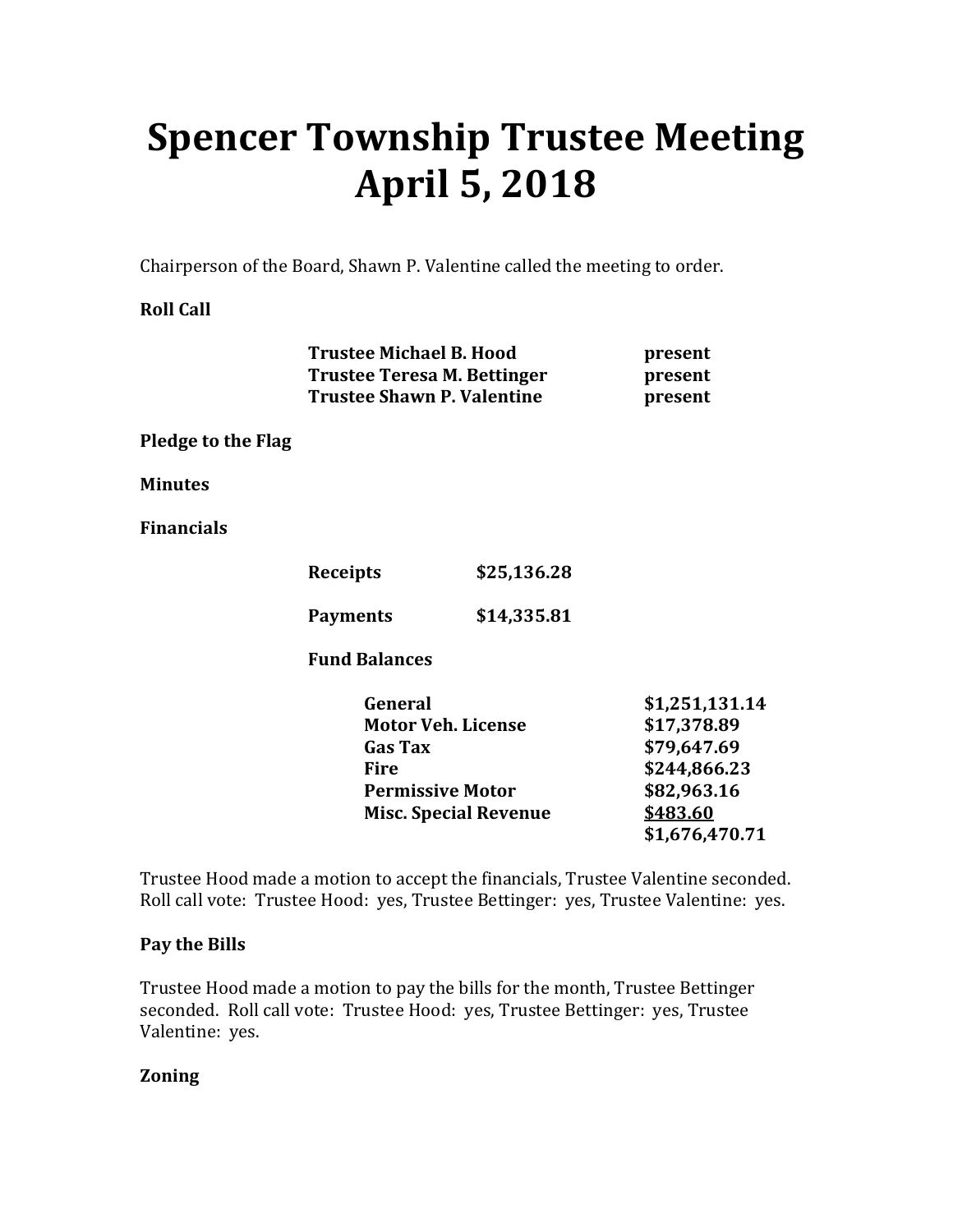# Spencer Township Trustee Meeting April 5, 2018

Chairperson of the Board, Shawn P. Valentine called the meeting to order.

**Roll Call**

| | |
|---|---|
| **Trustee Michael B. Hood** | **present** |
| **Trustee Teresa M. Bettinger** | **present** |
| **Trustee Shawn P. Valentine** | **present** |

**Pledge to the Flag**

**Minutes**

**Financials**

| | |
|---|---|
| **Receipts** | **$25,136.28** |
| **Payments** | **$14,335.81** |

**Fund Balances**

| | |
|---|---|
| **General** | **$1,251,131.14** |
| **Motor Veh. License** | **$17,378.89** |
| **Gas Tax** | **$79,647.69** |
| **Fire** | **$244,866.23** |
| **Permissive Motor** | **$82,963.16** |
| **Misc. Special Revenue** | **$483.60** |
| | **$1,676,470.71** |

Trustee Hood made a motion to accept the financials, Trustee Valentine seconded. Roll call vote: Trustee Hood: yes, Trustee Bettinger: yes, Trustee Valentine: yes.

**Pay the Bills**

Trustee Hood made a motion to pay the bills for the month, Trustee Bettinger seconded. Roll call vote: Trustee Hood: yes, Trustee Bettinger: yes, Trustee Valentine: yes.

**Zoning**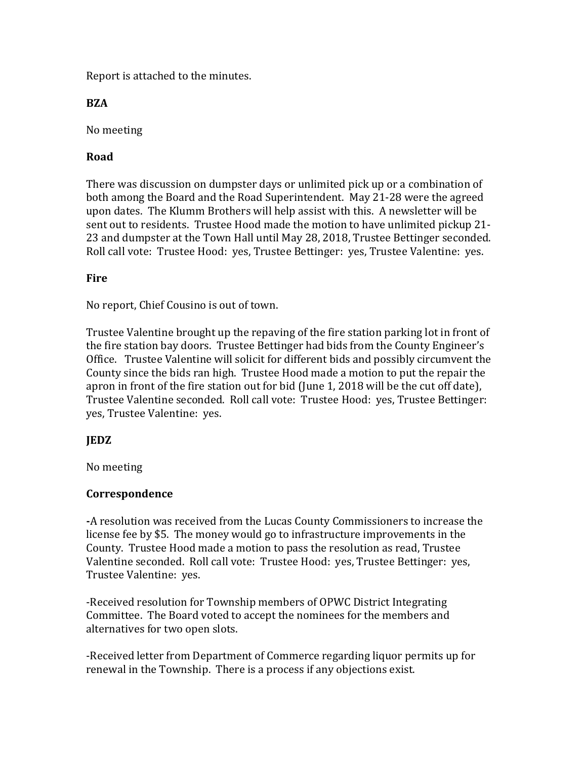Report is attached to the minutes.

**BZA**

No meeting

**Road**

There was discussion on dumpster days or unlimited pick up or a combination of both among the Board and the Road Superintendent. May 21-28 were the agreed upon dates. The Klumm Brothers will help assist with this. A newsletter will be sent out to residents. Trustee Hood made the motion to have unlimited pickup 21-23 and dumpster at the Town Hall until May 28, 2018, Trustee Bettinger seconded. Roll call vote: Trustee Hood: yes, Trustee Bettinger: yes, Trustee Valentine: yes.

**Fire**

No report, Chief Cousino is out of town.

Trustee Valentine brought up the repaving of the fire station parking lot in front of the fire station bay doors. Trustee Bettinger had bids from the County Engineer's Office. Trustee Valentine will solicit for different bids and possibly circumvent the County since the bids ran high. Trustee Hood made a motion to put the repair the apron in front of the fire station out for bid (June 1, 2018 will be the cut off date), Trustee Valentine seconded. Roll call vote: Trustee Hood: yes, Trustee Bettinger: yes, Trustee Valentine: yes.

**JEDZ**

No meeting

**Correspondence**

**-**A resolution was received from the Lucas County Commissioners to increase the license fee by $5. The money would go to infrastructure improvements in the County. Trustee Hood made a motion to pass the resolution as read, Trustee Valentine seconded. Roll call vote: Trustee Hood: yes, Trustee Bettinger: yes, Trustee Valentine: yes.

-Received resolution for Township members of OPWC District Integrating Committee. The Board voted to accept the nominees for the members and alternatives for two open slots.

-Received letter from Department of Commerce regarding liquor permits up for renewal in the Township. There is a process if any objections exist.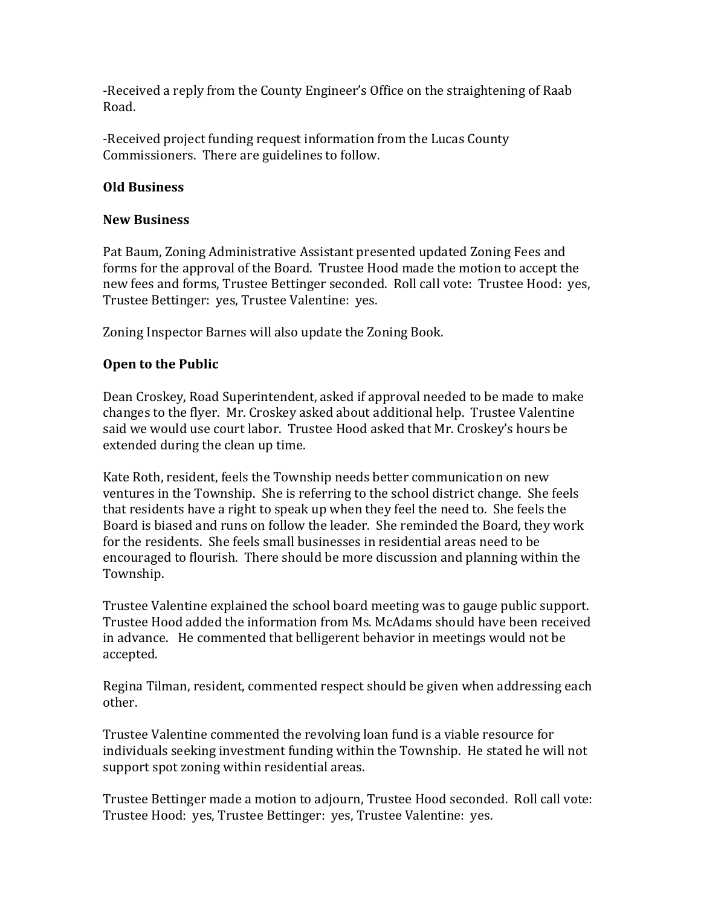-Received a reply from the County Engineer's Office on the straightening of Raab Road.

-Received project funding request information from the Lucas County Commissioners. There are guidelines to follow.

**Old Business**

**New Business**

Pat Baum, Zoning Administrative Assistant presented updated Zoning Fees and forms for the approval of the Board. Trustee Hood made the motion to accept the new fees and forms, Trustee Bettinger seconded. Roll call vote: Trustee Hood: yes, Trustee Bettinger: yes, Trustee Valentine: yes.

Zoning Inspector Barnes will also update the Zoning Book.

**Open to the Public**

Dean Croskey, Road Superintendent, asked if approval needed to be made to make changes to the flyer. Mr. Croskey asked about additional help. Trustee Valentine said we would use court labor. Trustee Hood asked that Mr. Croskey's hours be extended during the clean up time.

Kate Roth, resident, feels the Township needs better communication on new ventures in the Township. She is referring to the school district change. She feels that residents have a right to speak up when they feel the need to. She feels the Board is biased and runs on follow the leader. She reminded the Board, they work for the residents. She feels small businesses in residential areas need to be encouraged to flourish. There should be more discussion and planning within the Township.

Trustee Valentine explained the school board meeting was to gauge public support. Trustee Hood added the information from Ms. McAdams should have been received in advance. He commented that belligerent behavior in meetings would not be accepted.

Regina Tilman, resident, commented respect should be given when addressing each other.

Trustee Valentine commented the revolving loan fund is a viable resource for individuals seeking investment funding within the Township. He stated he will not support spot zoning within residential areas.

Trustee Bettinger made a motion to adjourn, Trustee Hood seconded. Roll call vote: Trustee Hood: yes, Trustee Bettinger: yes, Trustee Valentine: yes.